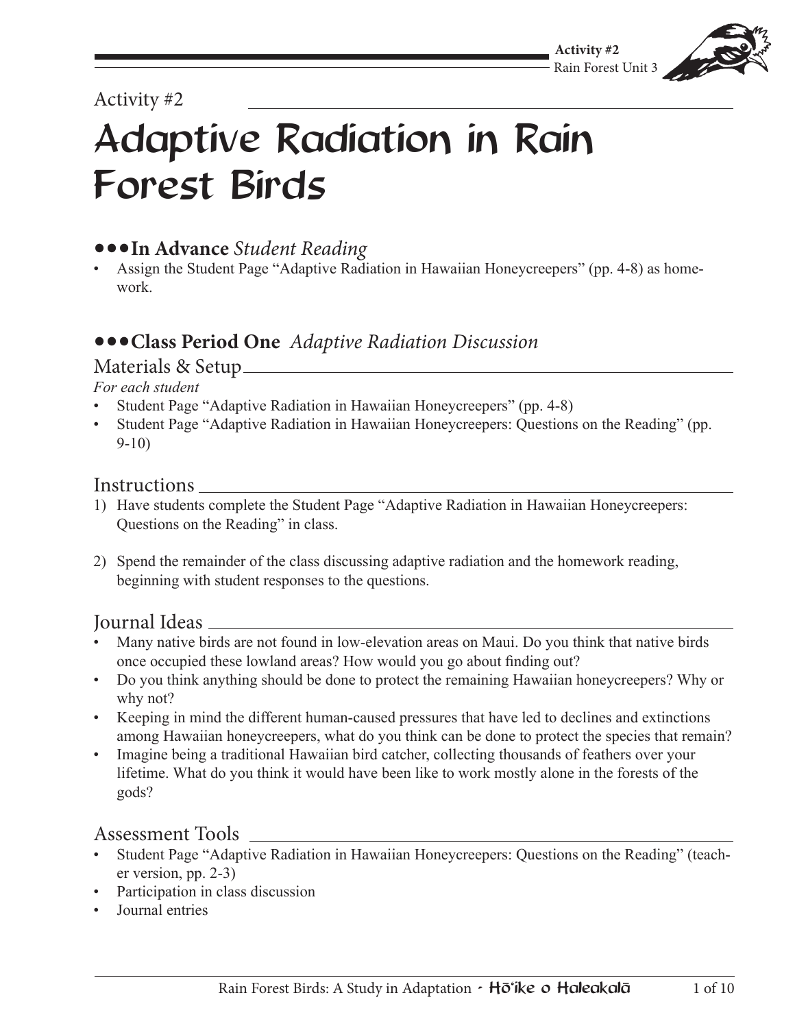Activity #2

# Adaptive Radiation in Rain Forest Birds

## •••In Advance *Student Reading*

- Assign the Student Page "Adaptive Radiation in Hawaiian Honeycreepers" (pp. 4-8) as homework.

## •••Class Period One *Adaptive Radiation Discussion*

### Materials & Setup

*For each student*

- Student Page "Adaptive Radiation in Hawaiian Honeycreepers" (pp. 4-8)
- Student Page "Adaptive Radiation in Hawaiian Honeycreepers: Questions on the Reading" (pp. 9-10)

### Instructions

1) Have students complete the Student Page "Adaptive Radiation in Hawaiian Honeycreepers: Questions on the Reading" in class.

2) Spend the remainder of the class discussing adaptive radiation and the homework reading, beginning with student responses to the questions.

### Journal Ideas

- Many native birds are not found in low-elevation areas on Maui. Do you think that native birds once occupied these lowland areas? How would you go about finding out?
- Do you think anything should be done to protect the remaining Hawaiian honeycreepers? Why or why not?
- Keeping in mind the different human-caused pressures that have led to declines and extinctions among Hawaiian honeycreepers, what do you think can be done to protect the species that remain?
- Imagine being a traditional Hawaiian bird catcher, collecting thousands of feathers over your lifetime. What do you think it would have been like to work mostly alone in the forests of the gods?

### Assessment Tools

- Student Page "Adaptive Radiation in Hawaiian Honeycreepers: Questions on the Reading" (teacher version, pp. 2-3)
- Participation in class discussion
- Journal entries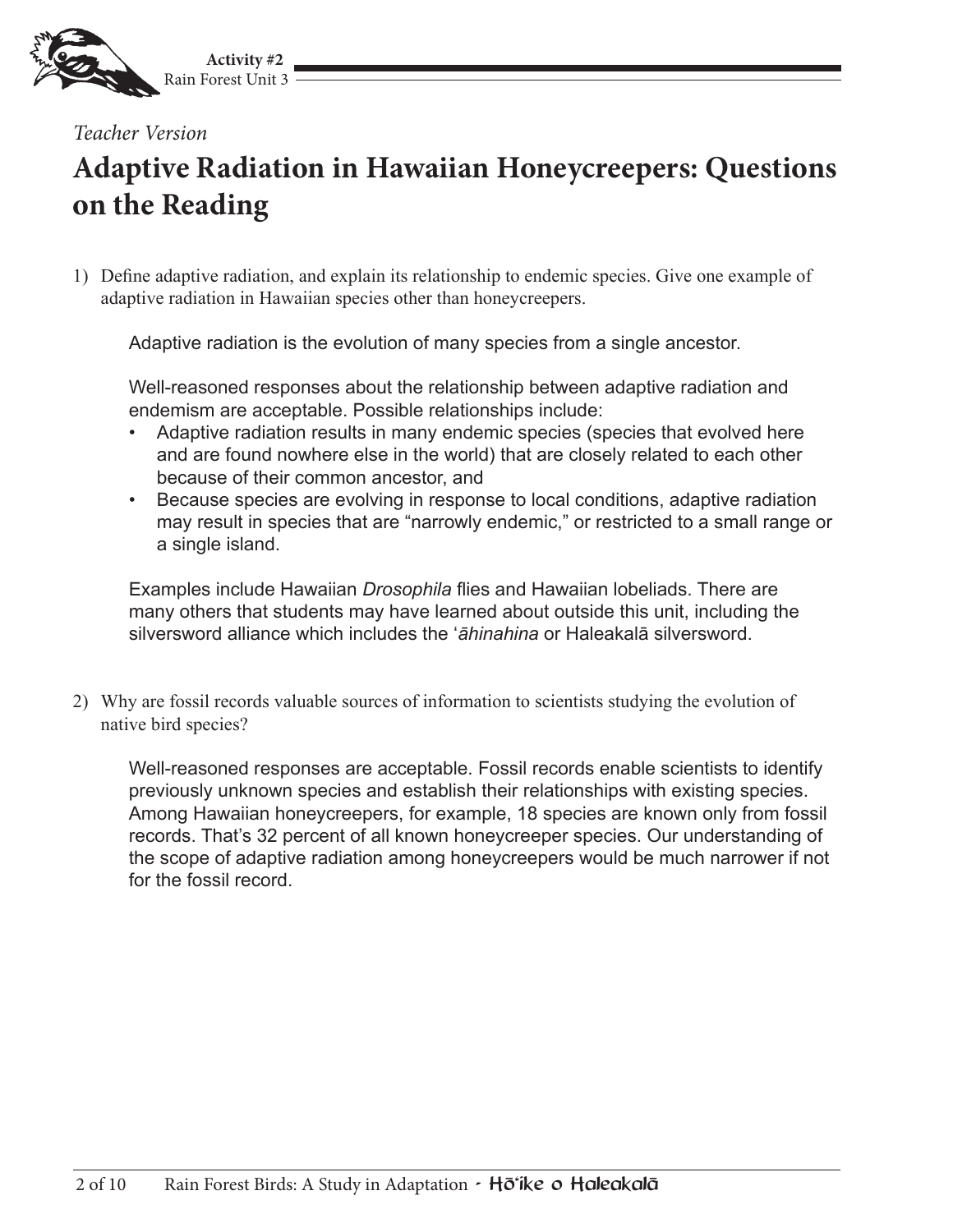*Teacher Version*

# Adaptive Radiation in Hawaiian Honeycreepers: Questions on the Reading

1) Define adaptive radiation, and explain its relationship to endemic species. Give one example of adaptive radiation in Hawaiian species other than honeycreepers.

   Adaptive radiation is the evolution of many species from a single ancestor.

   Well-reasoned responses about the relationship between adaptive radiation and endemism are acceptable. Possible relationships include:

   - Adaptive radiation results in many endemic species (species that evolved here and are found nowhere else in the world) that are closely related to each other because of their common ancestor, and
   - Because species are evolving in response to local conditions, adaptive radiation may result in species that are "narrowly endemic," or restricted to a small range or a single island.

   Examples include Hawaiian *Drosophila* flies and Hawaiian lobeliads. There are many others that students may have learned about outside this unit, including the silversword alliance which includes the *ʻāhinahina* or Haleakalā silversword.

2) Why are fossil records valuable sources of information to scientists studying the evolution of native bird species?

   Well-reasoned responses are acceptable. Fossil records enable scientists to identify previously unknown species and establish their relationships with existing species. Among Hawaiian honeycreepers, for example, 18 species are known only from fossil records. That's 32 percent of all known honeycreeper species. Our understanding of the scope of adaptive radiation among honeycreepers would be much narrower if not for the fossil record.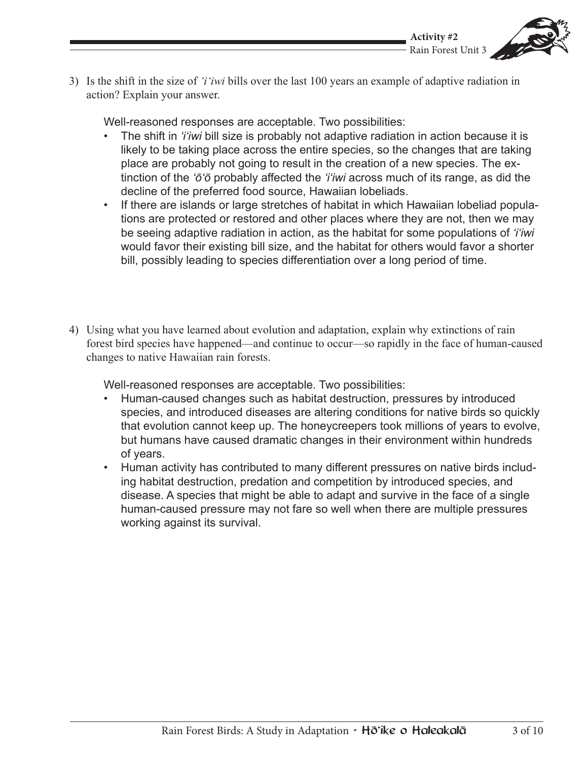3) Is the shift in the size of *ʻiʻiwi* bills over the last 100 years an example of adaptive radiation in action? Explain your answer.

Well-reasoned responses are acceptable. Two possibilities:

- The shift in *ʻiʻiwi* bill size is probably not adaptive radiation in action because it is likely to be taking place across the entire species, so the changes that are taking place are probably not going to result in the creation of a new species. The extinction of the *ʻōʻō* probably affected the *ʻiʻiwi* across much of its range, as did the decline of the preferred food source, Hawaiian lobeliads.
- If there are islands or large stretches of habitat in which Hawaiian lobeliad populations are protected or restored and other places where they are not, then we may be seeing adaptive radiation in action, as the habitat for some populations of *ʻiʻiwi* would favor their existing bill size, and the habitat for others would favor a shorter bill, possibly leading to species differentiation over a long period of time.

4) Using what you have learned about evolution and adaptation, explain why extinctions of rain forest bird species have happened—and continue to occur—so rapidly in the face of human-caused changes to native Hawaiian rain forests.

Well-reasoned responses are acceptable. Two possibilities:

- Human-caused changes such as habitat destruction, pressures by introduced species, and introduced diseases are altering conditions for native birds so quickly that evolution cannot keep up. The honeycreepers took millions of years to evolve, but humans have caused dramatic changes in their environment within hundreds of years.
- Human activity has contributed to many different pressures on native birds including habitat destruction, predation and competition by introduced species, and disease. A species that might be able to adapt and survive in the face of a single human-caused pressure may not fare so well when there are multiple pressures working against its survival.